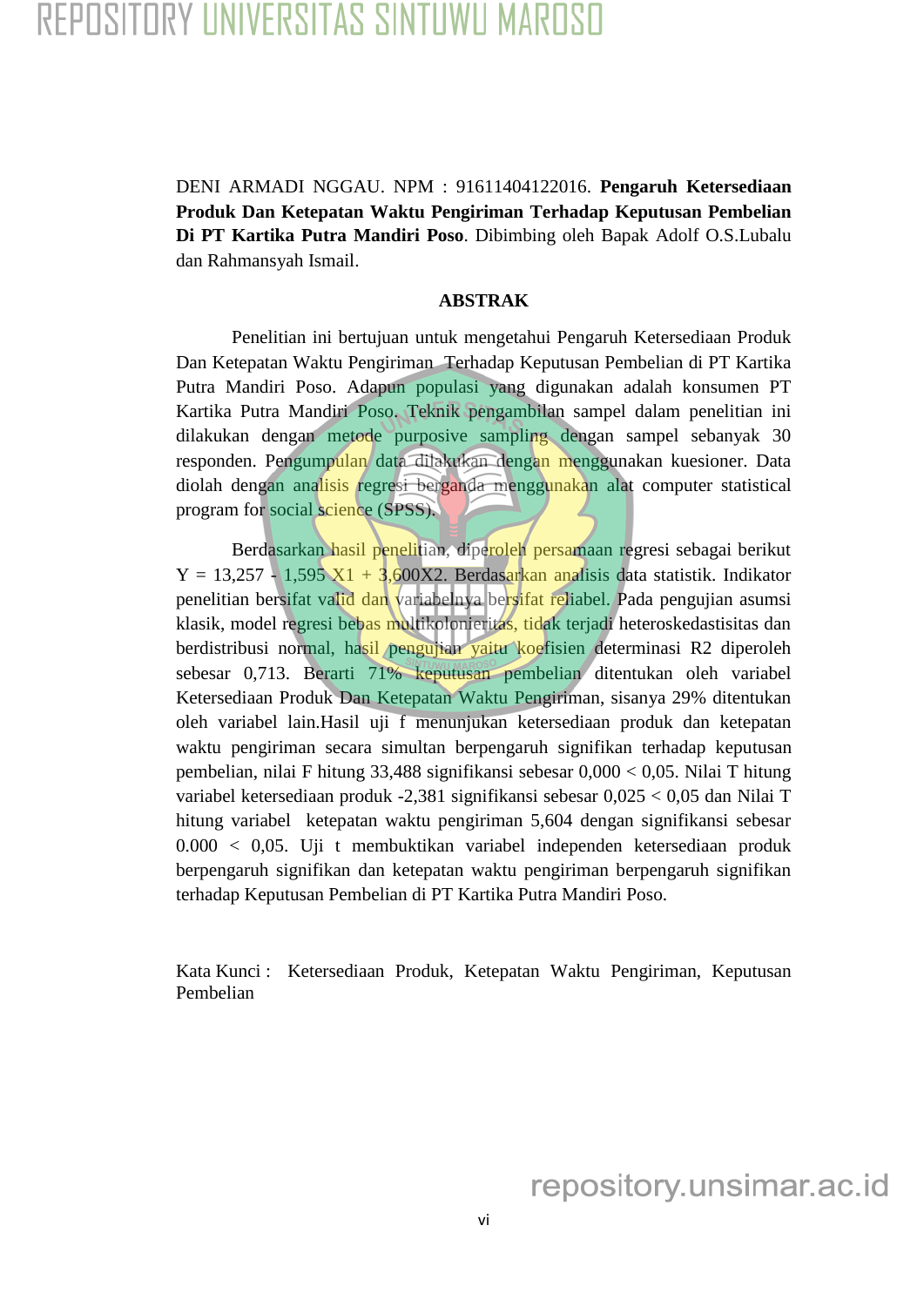DENI ARMADI NGGAU. NPM : 91611404122016. **Pengaruh Ketersediaan Produk Dan Ketepatan Waktu Pengiriman Terhadap Keputusan Pembelian Di PT Kartika Putra Mandiri Poso**. Dibimbing oleh Bapak Adolf O.S.Lubalu dan Rahmansyah Ismail.

## ABSTRAK

Penelitian ini bertujuan untuk mengetahui Pengaruh Ketersediaan Produk Dan Ketepatan Waktu Pengiriman Terhadap Keputusan Pembelian di PT Kartika Putra Mandiri Poso. Adapun populasi yang digunakan adalah konsumen PT Kartika Putra Mandiri Poso. Teknik pengambilan sampel dalam penelitian ini dilakukan dengan metode purposive sampling dengan sampel sebanyak 30 responden. Pengumpulan data dilakukan dengan menggunakan kuesioner. Data diolah dengan analisis regresi berganda menggunakan alat computer statistical program for social science (SPSS).

Berdasarkan hasil penelitian, diperoleh persamaan regresi sebagai berikut $Y = 13,257 - 1,595 X1 + 3,600X2$. Berdasarkan analisis data statistik. Indikator penelitian bersifat valid dan variabelnya bersifat reliabel. Pada pengujian asumsi klasik, model regresi bebas multikolonieritas, tidak terjadi heteroskedastisitas dan berdistribusi normal, hasil pengujian yaitu koefisien determinasi R2 diperoleh sebesar 0,713. Berarti 71% keputusan pembelian ditentukan oleh variabel Ketersediaan Produk Dan Ketepatan Waktu Pengiriman, sisanya 29% ditentukan oleh variabel lain.Hasil uji f menunjukan ketersediaan produk dan ketepatan waktu pengiriman secara simultan berpengaruh signifikan terhadap keputusan pembelian, nilai F hitung 33,488 signifikansi sebesar 0,000 < 0,05. Nilai T hitung variabel ketersediaan produk -2,381 signifikansi sebesar 0,025 < 0,05 dan Nilai T hitung variabel ketepatan waktu pengiriman 5,604 dengan signifikansi sebesar 0.000 < 0,05. Uji t membuktikan variabel independen ketersediaan produk berpengaruh signifikan dan ketepatan waktu pengiriman berpengaruh signifikan terhadap Keputusan Pembelian di PT Kartika Putra Mandiri Poso.

Kata Kunci : Ketersediaan Produk, Ketepatan Waktu Pengiriman, Keputusan Pembelian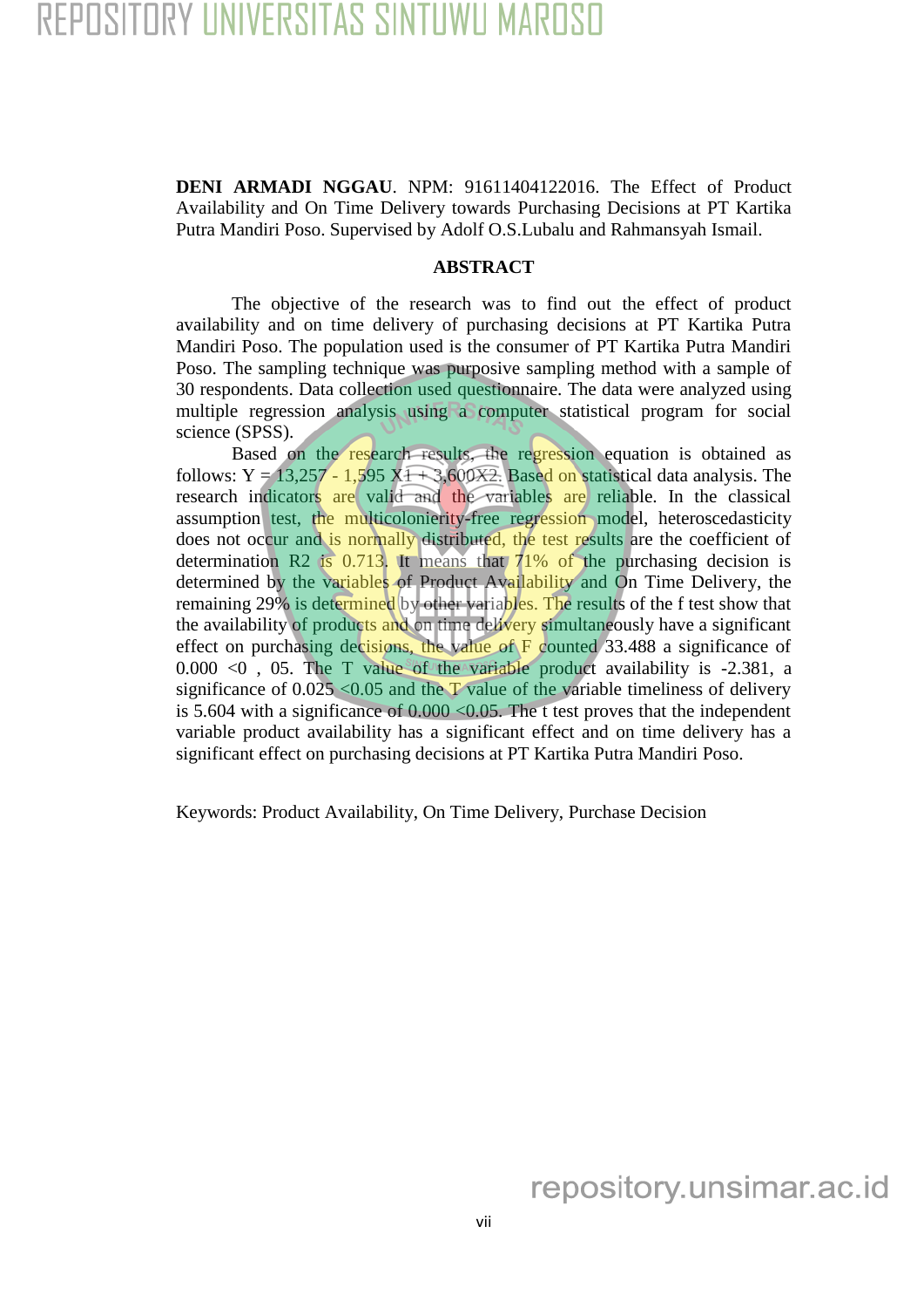**DENI ARMADI NGGAU**. NPM: 91611404122016. The Effect of Product Availability and On Time Delivery towards Purchasing Decisions at PT Kartika Putra Mandiri Poso. Supervised by Adolf O.S.Lubalu and Rahmansyah Ismail.

## ABSTRACT

The objective of the research was to find out the effect of product availability and on time delivery of purchasing decisions at PT Kartika Putra Mandiri Poso. The population used is the consumer of PT Kartika Putra Mandiri Poso. The sampling technique was purposive sampling method with a sample of 30 respondents. Data collection used questionnaire. The data were analyzed using multiple regression analysis using a computer statistical program for social science (SPSS).

Based on the research results, the regression equation is obtained as follows: $Y = 13{,}257 - 1{,}595\ X1 + 3{,}600X2$. Based on statistical data analysis. The research indicators are valid and the variables are reliable. In the classical assumption test, the multicolonierity-free regression model, heteroscedasticity does not occur and is normally distributed, the test results are the coefficient of determination R2 is 0.713. It means that 71% of the purchasing decision is determined by the variables of Product Availability and On Time Delivery, the remaining 29% is determined by other variables. The results of the f test show that the availability of products and on time delivery simultaneously have a significant effect on purchasing decisions, the value of F counted 33.488 a significance of 0.000 <0 , 05. The T value of the variable product availability is -2.381, a significance of 0.025 <0.05 and the T value of the variable timeliness of delivery is 5.604 with a significance of 0.000 <0.05. The t test proves that the independent variable product availability has a significant effect and on time delivery has a significant effect on purchasing decisions at PT Kartika Putra Mandiri Poso.

Keywords: Product Availability, On Time Delivery, Purchase Decision